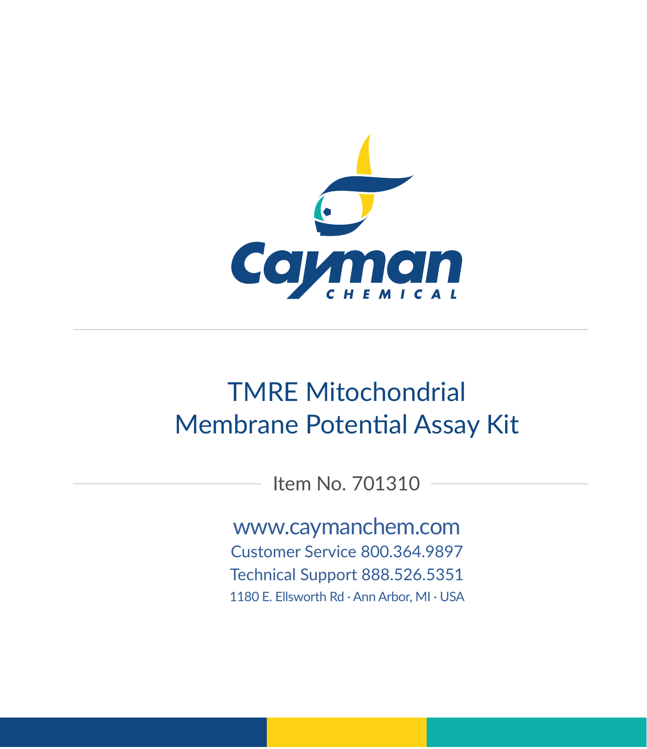Cayman CHEMICAL

# TMRE Mitochondrial Membrane Potential Assay Kit

Item No. 701310

www.caymanchem.com

Customer Service 800.364.9897

Technical Support 888.526.5351

1180 E. Ellsworth Rd · Ann Arbor, MI · USA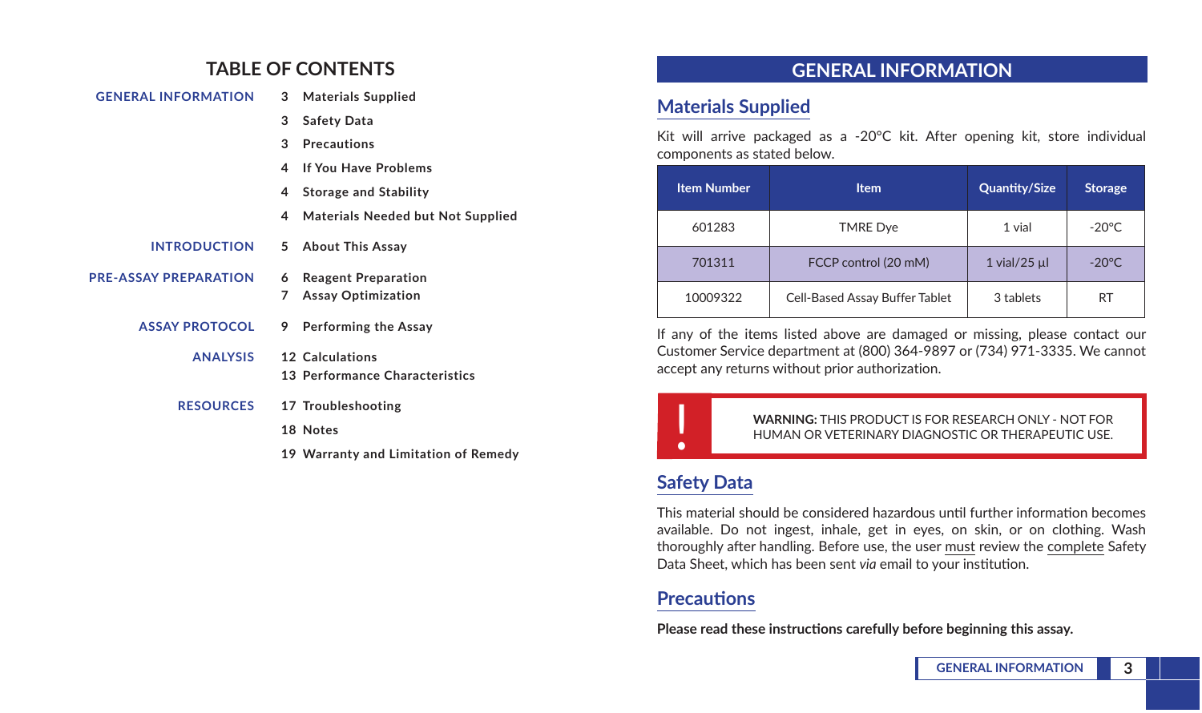# TABLE OF CONTENTS

| | | |
|---|---|---|
| GENERAL INFORMATION | 3 | Materials Supplied |
| | 3 | Safety Data |
| | 3 | Precautions |
| | 4 | If You Have Problems |
| | 4 | Storage and Stability |
| | 4 | Materials Needed but Not Supplied |
| INTRODUCTION | 5 | About This Assay |
| PRE-ASSAY PREPARATION | 6 | Reagent Preparation |
| | 7 | Assay Optimization |
| ASSAY PROTOCOL | 9 | Performing the Assay |
| ANALYSIS | 12 | Calculations |
| | 13 | Performance Characteristics |
| RESOURCES | 17 | Troubleshooting |
| | 18 | Notes |
| | 19 | Warranty and Limitation of Remedy |

# GENERAL INFORMATION

## Materials Supplied

Kit will arrive packaged as a -20°C kit. After opening kit, store individual components as stated below.

| Item Number | Item | Quantity/Size | Storage |
|---|---|---|---|
| 601283 | TMRE Dye | 1 vial | -20°C |
| 701311 | FCCP control (20 mM) | 1 vial/25 µl | -20°C |
| 10009322 | Cell-Based Assay Buffer Tablet | 3 tablets | RT |

If any of the items listed above are damaged or missing, please contact our Customer Service department at (800) 364-9897 or (734) 971-3335. We cannot accept any returns without prior authorization.

> **!** **WARNING:** THIS PRODUCT IS FOR RESEARCH ONLY - NOT FOR HUMAN OR VETERINARY DIAGNOSTIC OR THERAPEUTIC USE.

## Safety Data

This material should be considered hazardous until further information becomes available. Do not ingest, inhale, get in eyes, on skin, or on clothing. Wash thoroughly after handling. Before use, the user must review the complete Safety Data Sheet, which has been sent *via* email to your institution.

## Precautions

**Please read these instructions carefully before beginning this assay.**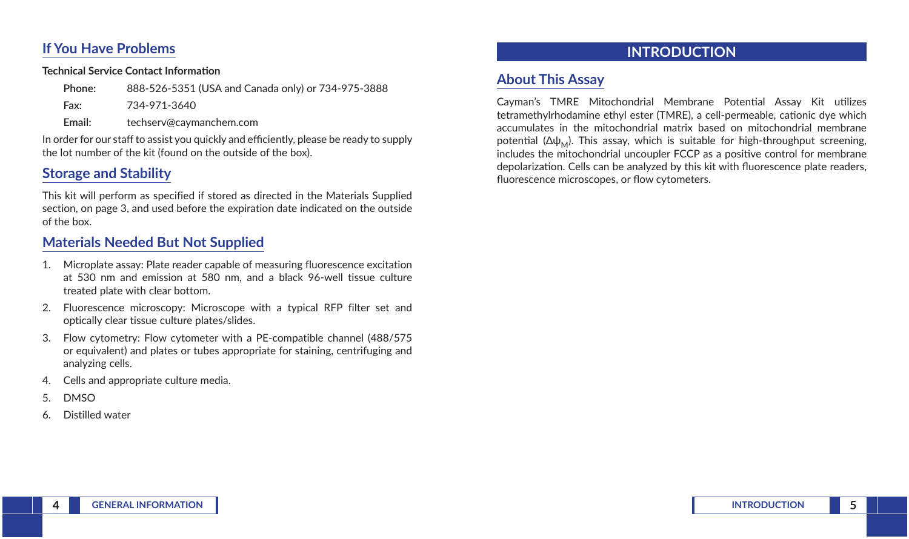## If You Have Problems

**Technical Service Contact Information**

**Phone:** 888-526-5351 (USA and Canada only) or 734-975-3888

**Fax:** 734-971-3640

**Email:** techserv@caymanchem.com

In order for our staff to assist you quickly and efficiently, please be ready to supply the lot number of the kit (found on the outside of the box).

## Storage and Stability

This kit will perform as specified if stored as directed in the Materials Supplied section, on page 3, and used before the expiration date indicated on the outside of the box.

## Materials Needed But Not Supplied

1. Microplate assay: Plate reader capable of measuring fluorescence excitation at 530 nm and emission at 580 nm, and a black 96-well tissue culture treated plate with clear bottom.
2. Fluorescence microscopy: Microscope with a typical RFP filter set and optically clear tissue culture plates/slides.
3. Flow cytometry: Flow cytometer with a PE-compatible channel (488/575 or equivalent) and plates or tubes appropriate for staining, centrifuging and analyzing cells.
4. Cells and appropriate culture media.
5. DMSO
6. Distilled water

# INTRODUCTION

## About This Assay

Cayman's TMRE Mitochondrial Membrane Potential Assay Kit utilizes tetramethylrhodamine ethyl ester (TMRE), a cell-permeable, cationic dye which accumulates in the mitochondrial matrix based on mitochondrial membrane potential ($\Delta\psi_M$). This assay, which is suitable for high-throughput screening, includes the mitochondrial uncoupler FCCP as a positive control for membrane depolarization. Cells can be analyzed by this kit with fluorescence plate readers, fluorescence microscopes, or flow cytometers.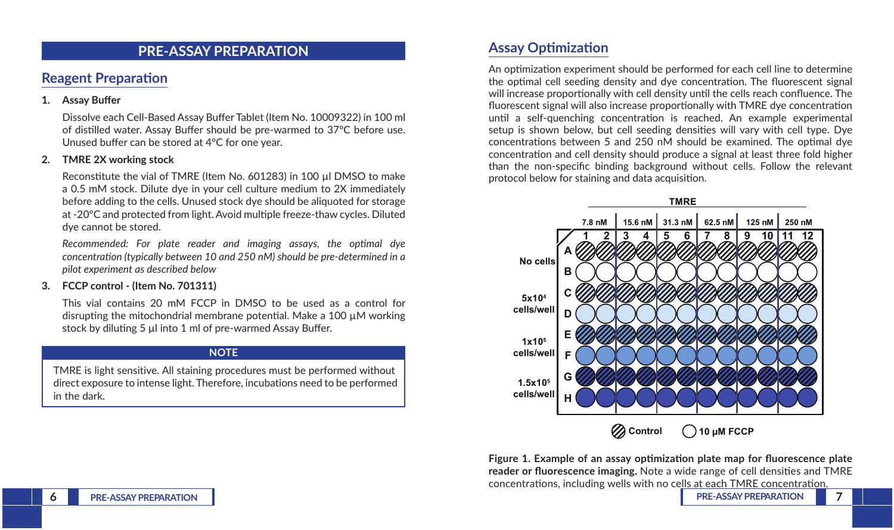# PRE-ASSAY PREPARATION

## Reagent Preparation

**1. Assay Buffer**

Dissolve each Cell-Based Assay Buffer Tablet (Item No. 10009322) in 100 ml of distilled water. Assay Buffer should be pre-warmed to 37°C before use. Unused buffer can be stored at 4°C for one year.

**2. TMRE 2X working stock**

Reconstitute the vial of TMRE (Item No. 601283) in 100 µl DMSO to make a 0.5 mM stock. Dilute dye in your cell culture medium to 2X immediately before adding to the cells. Unused stock dye should be aliquoted for storage at -20°C and protected from light. Avoid multiple freeze-thaw cycles. Diluted dye cannot be stored.

*Recommended: For plate reader and imaging assays, the optimal dye concentration (typically between 10 and 250 nM) should be pre-determined in a pilot experiment as described below*

**3. FCCP control - (Item No. 701311)**

This vial contains 20 mM FCCP in DMSO to be used as a control for disrupting the mitochondrial membrane potential. Make a 100 µM working stock by diluting 5 µl into 1 ml of pre-warmed Assay Buffer.

> **NOTE**
>
> TMRE is light sensitive. All staining procedures must be performed without direct exposure to intense light. Therefore, incubations need to be performed in the dark.

## Assay Optimization

An optimization experiment should be performed for each cell line to determine the optimal cell seeding density and dye concentration. The fluorescent signal will increase proportionally with cell density until the cells reach confluence. The fluorescent signal will also increase proportionally with TMRE dye concentration until a self-quenching concentration is reached. An example experimental setup is shown below, but cell seeding densities will vary with cell type. Dye concentrations between 5 and 250 nM should be examined. The optimal dye concentration and cell density should produce a signal at least three fold higher than the non-specific binding background without cells. Follow the relevant protocol below for staining and data acquisition.

| | Row | 7.8 nM (1–2) | 15.6 nM (3–4) | 31.3 nM (5–6) | 62.5 nM (7–8) | 125 nM (9–10) | 250 nM (11–12) |
|---|---|---|---|---|---|---|---|
| No cells | A | Control | Control | Control | Control | Control | Control |
| | B | 10 µM FCCP | 10 µM FCCP | 10 µM FCCP | 10 µM FCCP | 10 µM FCCP | 10 µM FCCP |
| $5x10^4$ cells/well | C | Control | Control | Control | Control | Control | Control |
| | D | 10 µM FCCP | 10 µM FCCP | 10 µM FCCP | 10 µM FCCP | 10 µM FCCP | 10 µM FCCP |
| $1x10^5$ cells/well | E | Control | Control | Control | Control | Control | Control |
| | F | 10 µM FCCP | 10 µM FCCP | 10 µM FCCP | 10 µM FCCP | 10 µM FCCP | 10 µM FCCP |
| $1.5x10^5$ cells/well | G | Control | Control | Control | Control | Control | Control |
| | H | 10 µM FCCP | 10 µM FCCP | 10 µM FCCP | 10 µM FCCP | 10 µM FCCP | 10 µM FCCP |

**Figure 1. Example of an assay optimization plate map for fluorescence plate reader or fluorescence imaging.** Note a wide range of cell densities and TMRE concentrations, including wells with no cells at each TMRE concentration.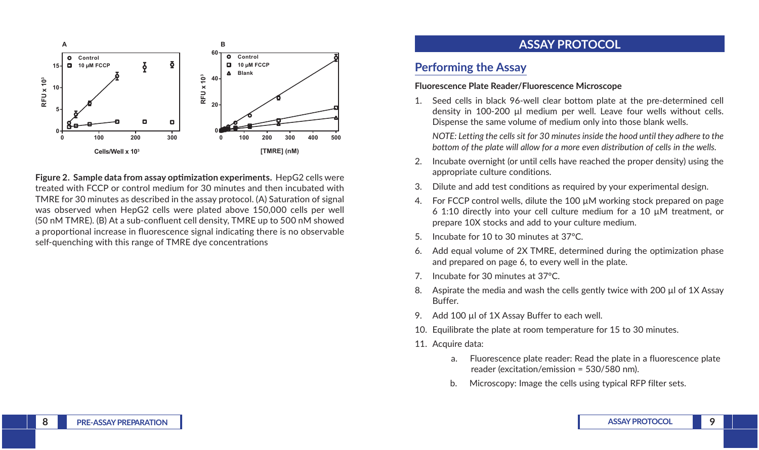**Figure 2. Sample data from assay optimization experiments.** HepG2 cells were treated with FCCP or control medium for 30 minutes and then incubated with TMRE for 30 minutes as described in the assay protocol. (A) Saturation of signal was observed when HepG2 cells were plated above 150,000 cells per well (50 nM TMRE). (B) At a sub-confluent cell density, TMRE up to 500 nM showed a proportional increase in fluorescence signal indicating there is no observable self-quenching with this range of TMRE dye concentrations

# ASSAY PROTOCOL

## Performing the Assay

### Fluorescence Plate Reader/Fluorescence Microscope

1. Seed cells in black 96-well clear bottom plate at the pre-determined cell density in 100-200 µl medium per well. Leave four wells without cells. Dispense the same volume of medium only into those blank wells.

   *NOTE: Letting the cells sit for 30 minutes inside the hood until they adhere to the bottom of the plate will allow for a more even distribution of cells in the wells.*

2. Incubate overnight (or until cells have reached the proper density) using the appropriate culture conditions.
3. Dilute and add test conditions as required by your experimental design.
4. For FCCP control wells, dilute the 100 µM working stock prepared on page 6 1:10 directly into your cell culture medium for a 10 µM treatment, or prepare 10X stocks and add to your culture medium.
5. Incubate for 10 to 30 minutes at 37°C.
6. Add equal volume of 2X TMRE, determined during the optimization phase and prepared on page 6, to every well in the plate.
7. Incubate for 30 minutes at 37°C.
8. Aspirate the media and wash the cells gently twice with 200 µl of 1X Assay Buffer.
9. Add 100 µl of 1X Assay Buffer to each well.
10. Equilibrate the plate at room temperature for 15 to 30 minutes.
11. Acquire data:

    a. Fluorescence plate reader: Read the plate in a fluorescence plate reader (excitation/emission = 530/580 nm).

    b. Microscopy: Image the cells using typical RFP filter sets.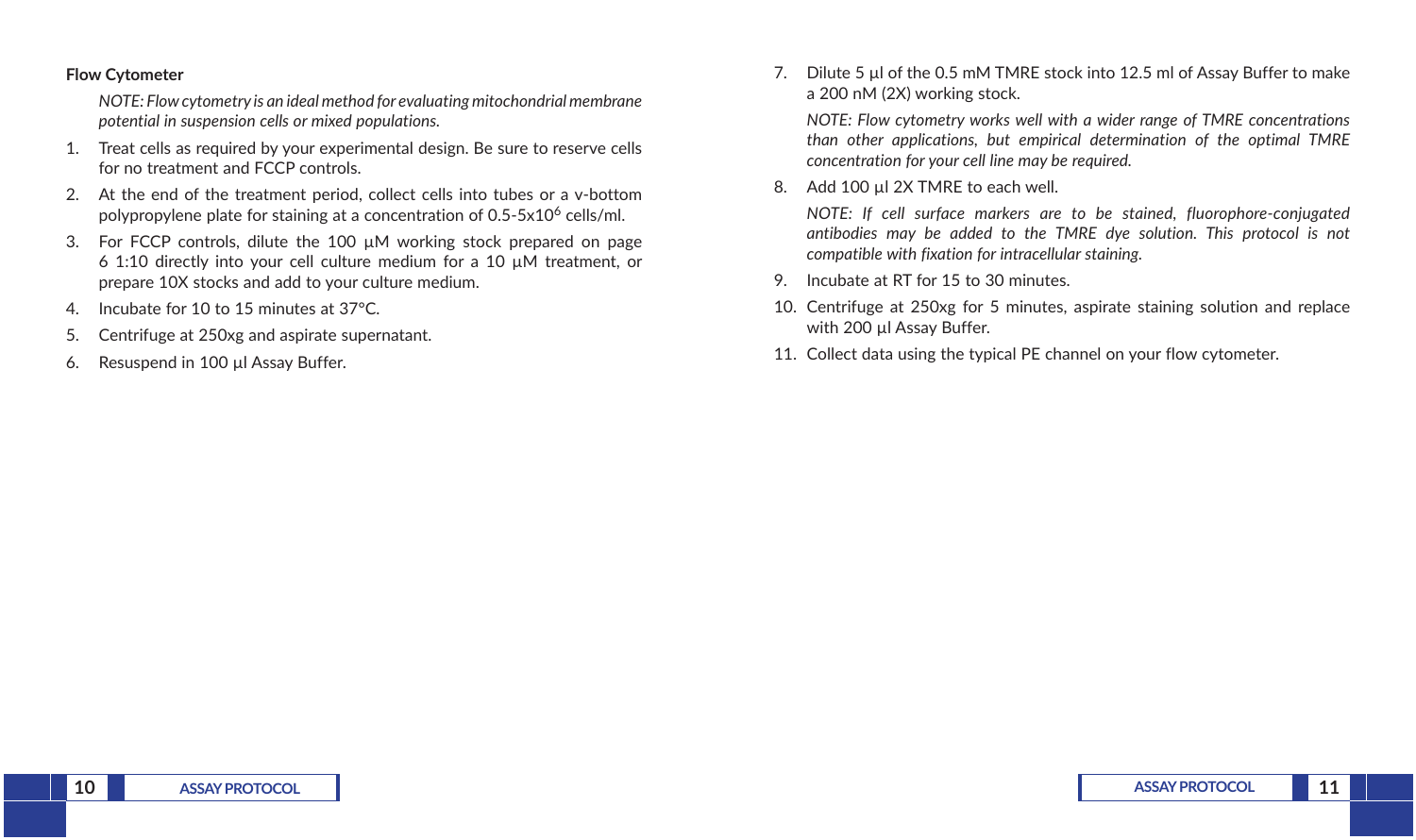**Flow Cytometer**

*NOTE: Flow cytometry is an ideal method for evaluating mitochondrial membrane potential in suspension cells or mixed populations.*

1. Treat cells as required by your experimental design. Be sure to reserve cells for no treatment and FCCP controls.
2. At the end of the treatment period, collect cells into tubes or a v-bottom polypropylene plate for staining at a concentration of 0.5-5x$10^6$ cells/ml.
3. For FCCP controls, dilute the 100 µM working stock prepared on page 6 1:10 directly into your cell culture medium for a 10 µM treatment, or prepare 10X stocks and add to your culture medium.
4. Incubate for 10 to 15 minutes at 37°C.
5. Centrifuge at 250xg and aspirate supernatant.
6. Resuspend in 100 µl Assay Buffer.
7. Dilute 5 µl of the 0.5 mM TMRE stock into 12.5 ml of Assay Buffer to make a 200 nM (2X) working stock.

   *NOTE: Flow cytometry works well with a wider range of TMRE concentrations than other applications, but empirical determination of the optimal TMRE concentration for your cell line may be required.*

8. Add 100 µl 2X TMRE to each well.

   *NOTE: If cell surface markers are to be stained, fluorophore-conjugated antibodies may be added to the TMRE dye solution. This protocol is not compatible with fixation for intracellular staining.*

9. Incubate at RT for 15 to 30 minutes.
10. Centrifuge at 250xg for 5 minutes, aspirate staining solution and replace with 200 µl Assay Buffer.
11. Collect data using the typical PE channel on your flow cytometer.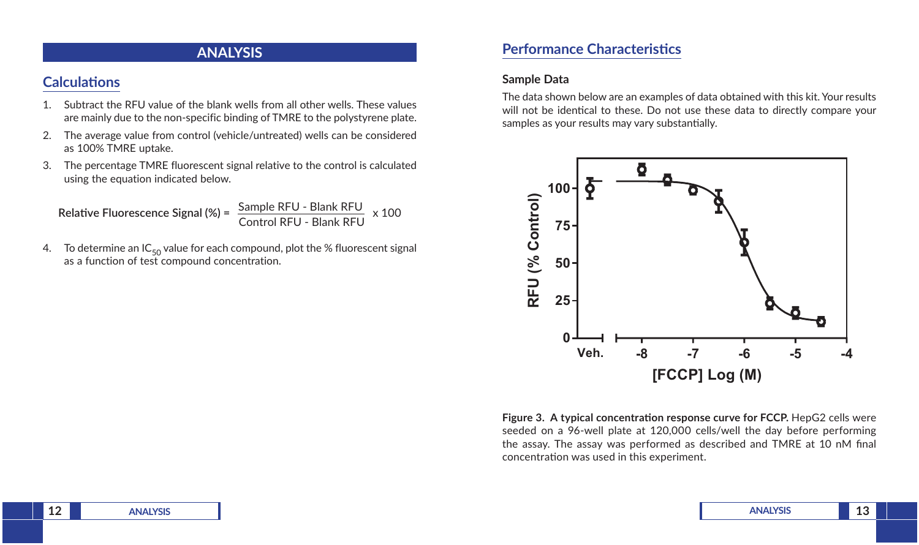# ANALYSIS

## Calculations

1. Subtract the RFU value of the blank wells from all other wells. These values are mainly due to the non-specific binding of TMRE to the polystyrene plate.
2. The average value from control (vehicle/untreated) wells can be considered as 100% TMRE uptake.
3. The percentage TMRE fluorescent signal relative to the control is calculated using the equation indicated below.

$$\text{Relative Fluorescence Signal (\%)} = \frac{\text{Sample RFU - Blank RFU}}{\text{Control RFU - Blank RFU}} \times 100$$

4. To determine an $IC_{50}$ value for each compound, plot the % fluorescent signal as a function of test compound concentration.

## Performance Characteristics

### Sample Data

The data shown below are an examples of data obtained with this kit. Your results will not be identical to these. Do not use these data to directly compare your samples as your results may vary substantially.

**Figure 3. A typical concentration response curve for FCCP.** HepG2 cells were seeded on a 96-well plate at 120,000 cells/well the day before performing the assay. The assay was performed as described and TMRE at 10 nM final concentration was used in this experiment.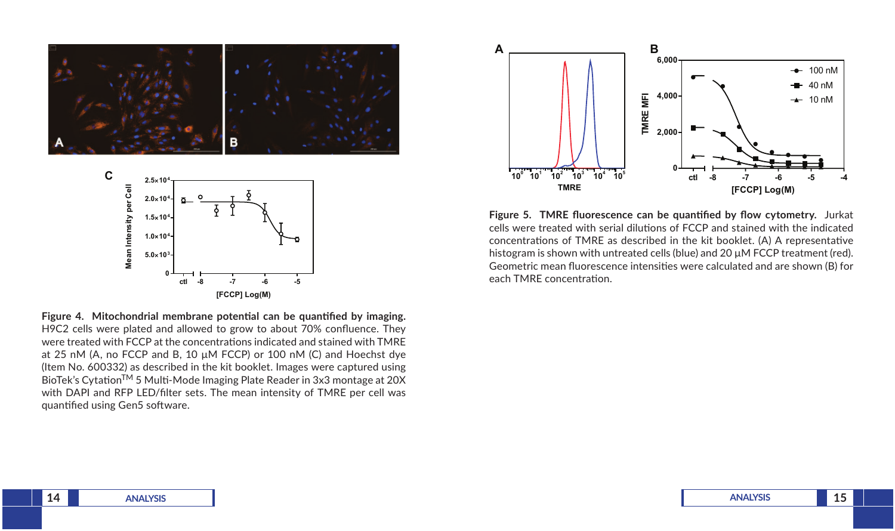**Figure 4. Mitochondrial membrane potential can be quantified by imaging.** H9C2 cells were plated and allowed to grow to about 70% confluence. They were treated with FCCP at the concentrations indicated and stained with TMRE at 25 nM (A, no FCCP and B, 10 µM FCCP) or 100 nM (C) and Hoechst dye (Item No. 600332) as described in the kit booklet. Images were captured using BioTek's Cytation™ 5 Multi-Mode Imaging Plate Reader in 3x3 montage at 20X with DAPI and RFP LED/filter sets. The mean intensity of TMRE per cell was quantified using Gen5 software.

**Figure 5. TMRE fluorescence can be quantified by flow cytometry.** Jurkat cells were treated with serial dilutions of FCCP and stained with the indicated concentrations of TMRE as described in the kit booklet. (A) A representative histogram is shown with untreated cells (blue) and 20 µM FCCP treatment (red). Geometric mean fluorescence intensities were calculated and are shown (B) for each TMRE concentration.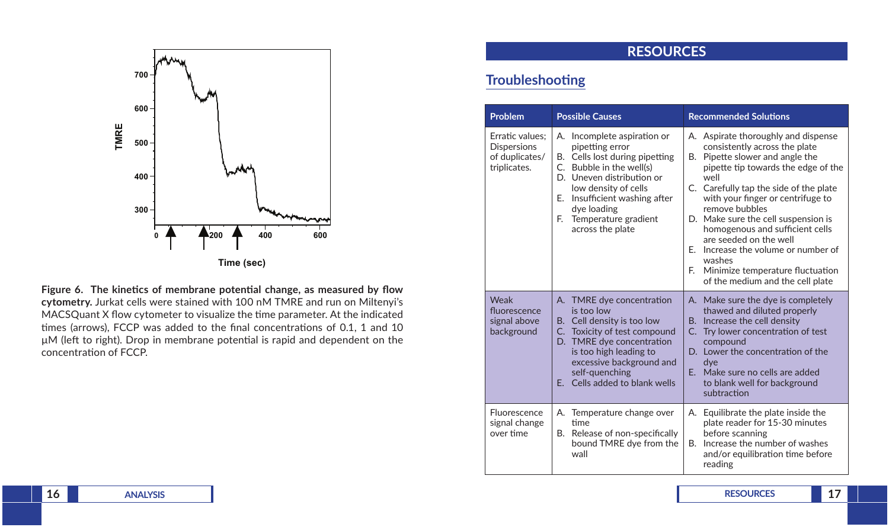**Figure 6. The kinetics of membrane potential change, as measured by flow cytometry.** Jurkat cells were stained with 100 nM TMRE and run on Miltenyi's MACSQuant X flow cytometer to visualize the time parameter. At the indicated times (arrows), FCCP was added to the final concentrations of 0.1, 1 and 10 µM (left to right). Drop in membrane potential is rapid and dependent on the concentration of FCCP.

# RESOURCES

## Troubleshooting

| Problem | Possible Causes | Recommended Solutions |
| --- | --- | --- |
| Erratic values; Dispersions of duplicates/ triplicates. | A. Incomplete aspiration or pipetting error<br>B. Cells lost during pipetting<br>C. Bubble in the well(s)<br>D. Uneven distribution or low density of cells<br>E. Insufficient washing after dye loading<br>F. Temperature gradient across the plate | A. Aspirate thoroughly and dispense consistently across the plate<br>B. Pipette slower and angle the pipette tip towards the edge of the well<br>C. Carefully tap the side of the plate with your finger or centrifuge to remove bubbles<br>D. Make sure the cell suspension is homogenous and sufficient cells are seeded on the well<br>E. Increase the volume or number of washes<br>F. Minimize temperature fluctuation of the medium and the cell plate |
| Weak fluorescence signal above background | A. TMRE dye concentration is too low<br>B. Cell density is too low<br>C. Toxicity of test compound<br>D. TMRE dye concentration is too high leading to excessive background and self-quenching<br>E. Cells added to blank wells | A. Make sure the dye is completely thawed and diluted properly<br>B. Increase the cell density<br>C. Try lower concentration of test compound<br>D. Lower the concentration of the dye<br>E. Make sure no cells are added to blank well for background subtraction |
| Fluorescence signal change over time | A. Temperature change over time<br>B. Release of non-specifically bound TMRE dye from the wall | A. Equilibrate the plate inside the plate reader for 15-30 minutes before scanning<br>B. Increase the number of washes and/or equilibration time before reading |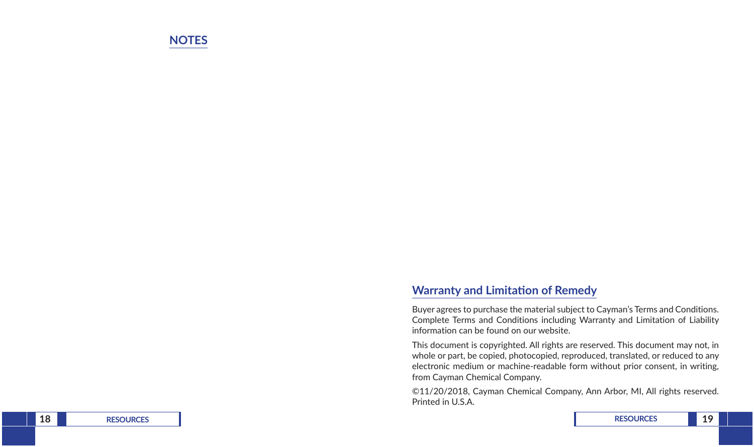## NOTES

## Warranty and Limitation of Remedy

Buyer agrees to purchase the material subject to Cayman's Terms and Conditions. Complete Terms and Conditions including Warranty and Limitation of Liability information can be found on our website.

This document is copyrighted. All rights are reserved. This document may not, in whole or part, be copied, photocopied, reproduced, translated, or reduced to any electronic medium or machine-readable form without prior consent, in writing, from Cayman Chemical Company.

©11/20/2018, Cayman Chemical Company, Ann Arbor, MI, All rights reserved. Printed in U.S.A.